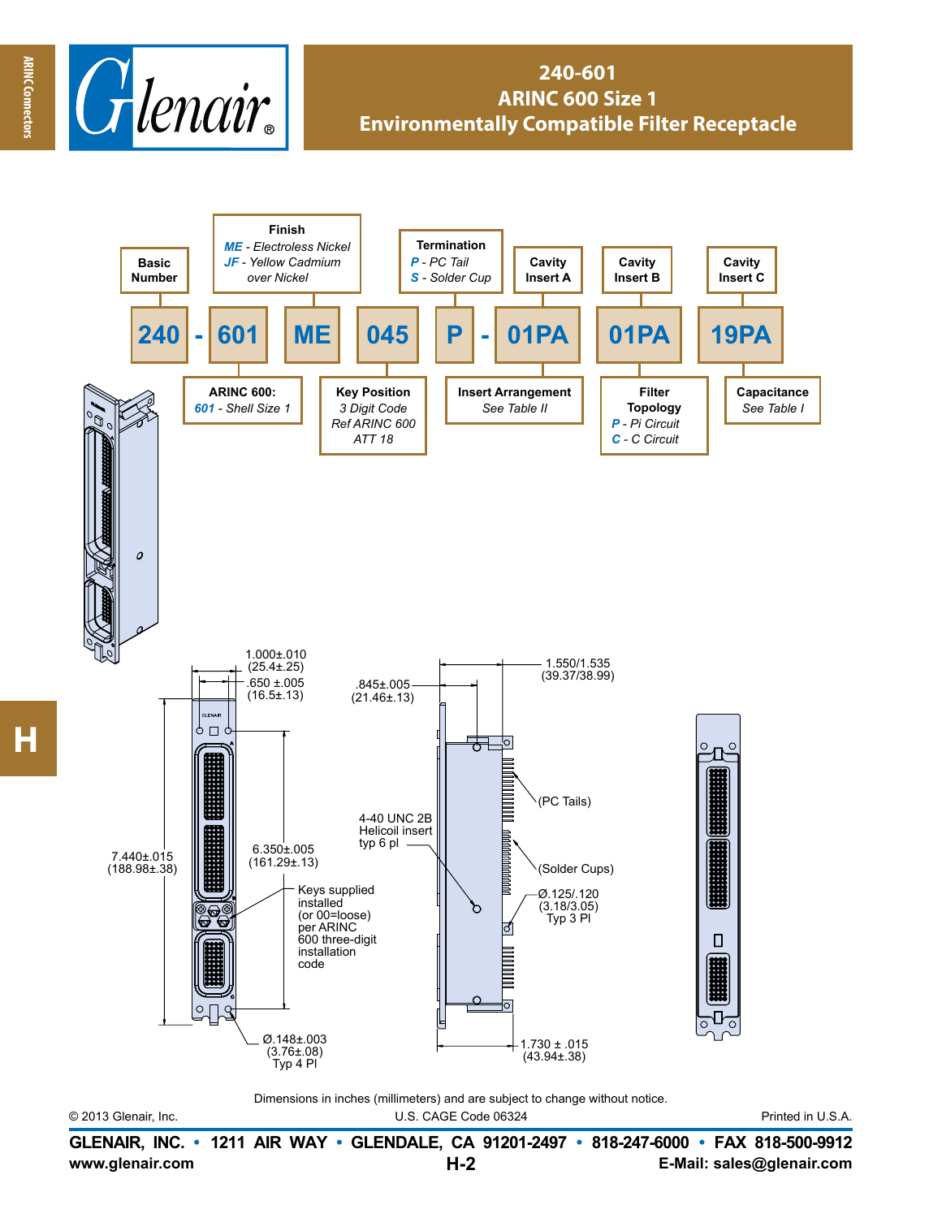# 240-601
## ARINC 600 Size 1
## Environmentally Compatible Filter Receptacle

**240 - 601 ME 045 P - 01PA 01PA 19PA**

- **Basic Number**: 240
- **ARINC 600**: *601 - Shell Size 1*
- **Finish**: *ME - Electroless Nickel*, *JF - Yellow Cadmium over Nickel*
- **Key Position**: *3 Digit Code Ref ARINC 600 ATT 18*
- **Termination**: *P - PC Tail*, *S - Solder Cup*
- **Insert Arrangement**: *See Table II*
- **Cavity Insert A**
- **Cavity Insert B**
- **Filter Topology**: *P - Pi Circuit*, *C - C Circuit*
- **Cavity Insert C**
- **Capacitance**: *See Table I*

1.000±.010 (25.4±.25)

.650 ±.005 (16.5±.13)

.845±.005 (21.46±.13)

1.550/1.535 (39.37/38.99)

7.440±.015 (188.98±.38)

6.350±.005 (161.29±.13)

4-40 UNC 2B Helicoil insert typ 6 pl

(PC Tails)

(Solder Cups)

Ø.125/.120 (3.18/3.05) Typ 3 Pl

Keys supplied installed (or 00=loose) per ARINC 600 three-digit installation code

Ø.148±.003 (3.76±.08) Typ 4 Pl

1.730 ± .015 (43.94±.38)

Dimensions in inches (millimeters) and are subject to change without notice.

© 2013 Glenair, Inc. U.S. CAGE Code 06324 Printed in U.S.A.

**GLENAIR, INC. • 1211 AIR WAY • GLENDALE, CA 91201-2497 • 818-247-6000 • FAX 818-500-9912**

**www.glenair.com** **E-Mail: sales@glenair.com**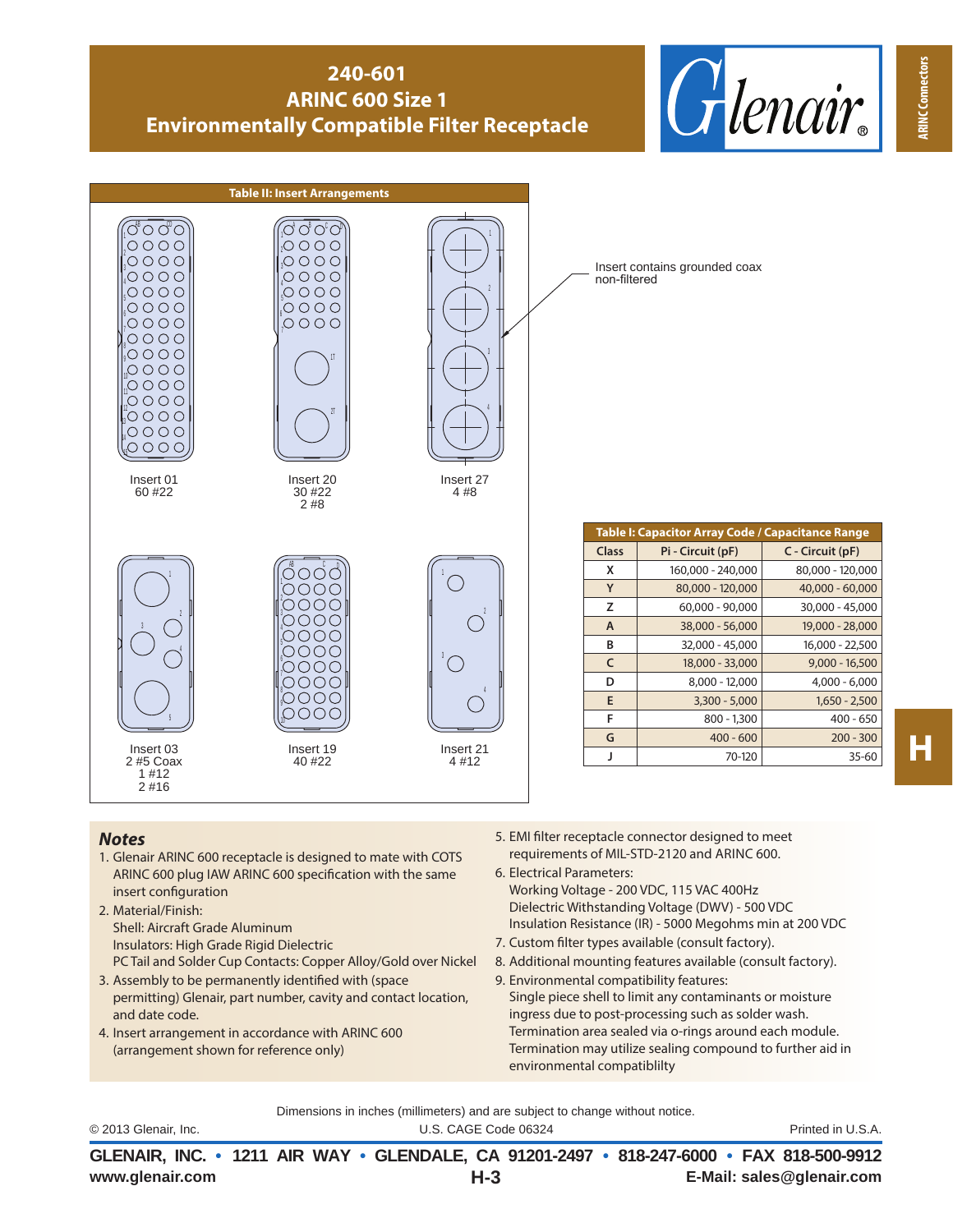# 240-601
# ARINC 600 Size 1
# Environmentally Compatible Filter Receptacle

**Table II: Insert Arrangements**

Insert 01
60 #22

Insert 20
30 #22
2 #8

Insert 27
4 #8

Insert contains grounded coax non-filtered

Insert 03
2 #5 Coax
1 #12
2 #16

Insert 19
40 #22

Insert 21
4 #12

**Table I: Capacitor Array Code / Capacitance Range**

| Class | Pi - Circuit (pF) | C - Circuit (pF) |
|---|---|---|
| X | 160,000 - 240,000 | 80,000 - 120,000 |
| Y | 80,000 - 120,000 | 40,000 - 60,000 |
| Z | 60,000 - 90,000 | 30,000 - 45,000 |
| A | 38,000 - 56,000 | 19,000 - 28,000 |
| B | 32,000 - 45,000 | 16,000 - 22,500 |
| C | 18,000 - 33,000 | 9,000 - 16,500 |
| D | 8,000 - 12,000 | 4,000 - 6,000 |
| E | 3,300 - 5,000 | 1,650 - 2,500 |
| F | 800 - 1,300 | 400 - 650 |
| G | 400 - 600 | 200 - 300 |
| J | 70-120 | 35-60 |

## *Notes*

1. Glenair ARINC 600 receptacle is designed to mate with COTS ARINC 600 plug IAW ARINC 600 specification with the same insert configuration
2. Material/Finish:
   Shell: Aircraft Grade Aluminum
   Insulators: High Grade Rigid Dielectric
   PC Tail and Solder Cup Contacts: Copper Alloy/Gold over Nickel
3. Assembly to be permanently identified with (space permitting) Glenair, part number, cavity and contact location, and date code.
4. Insert arrangement in accordance with ARINC 600 (arrangement shown for reference only)
5. EMI filter receptacle connector designed to meet requirements of MIL-STD-2120 and ARINC 600.
6. Electrical Parameters:
   Working Voltage - 200 VDC, 115 VAC 400Hz
   Dielectric Withstanding Voltage (DWV) - 500 VDC
   Insulation Resistance (IR) - 5000 Megohms min at 200 VDC
7. Custom filter types available (consult factory).
8. Additional mounting features available (consult factory).
9. Environmental compatibility features:
   Single piece shell to limit any contaminants or moisture ingress due to post-processing such as solder wash.
   Termination area sealed via o-rings around each module.
   Termination may utilize sealing compound to further aid in environmental compatiblilty

Dimensions in inches (millimeters) and are subject to change without notice.